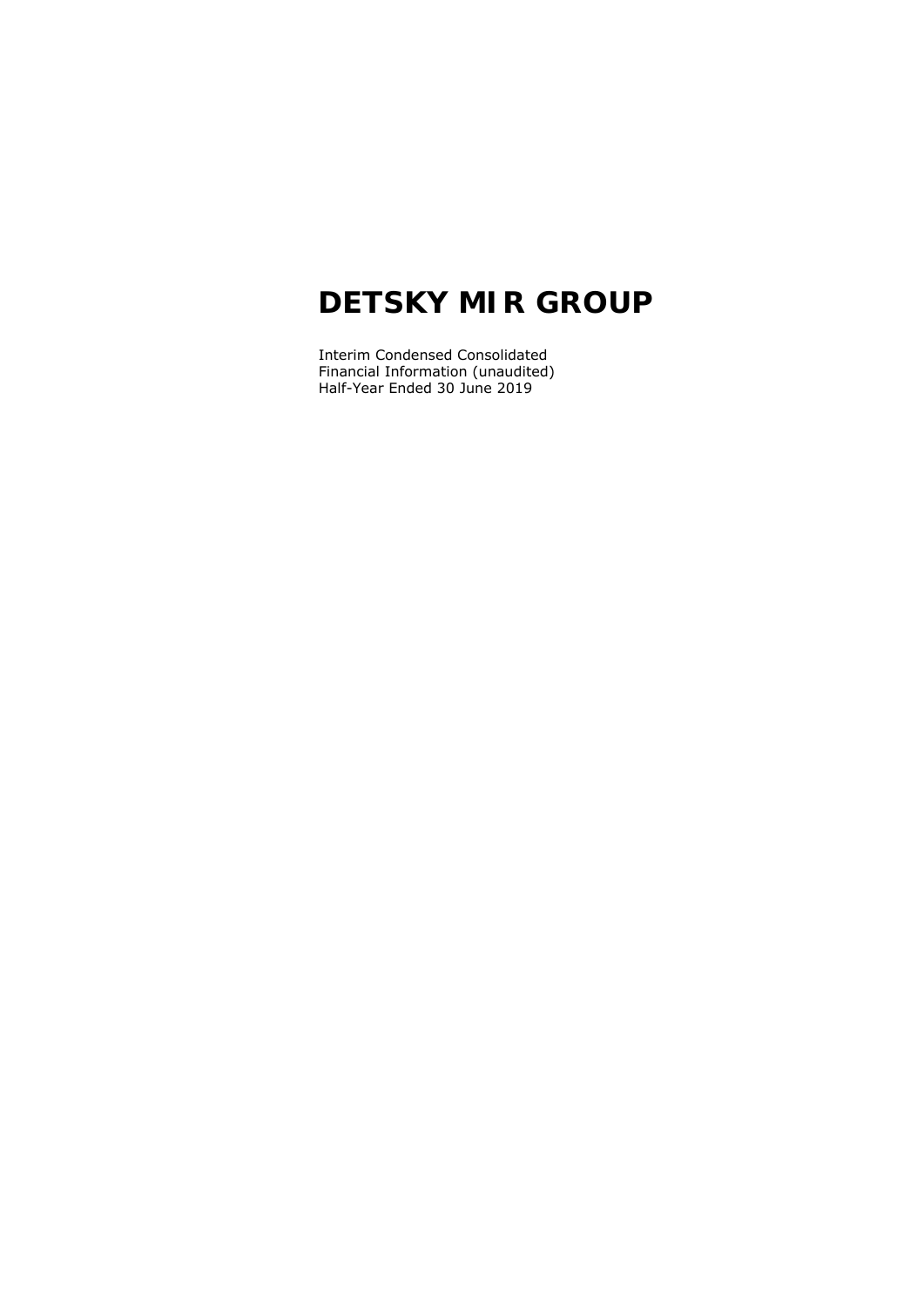# DETSKY MIR GROUP

Interim Condensed Consolidated
Financial Information (unaudited)
Half-Year Ended 30 June 2019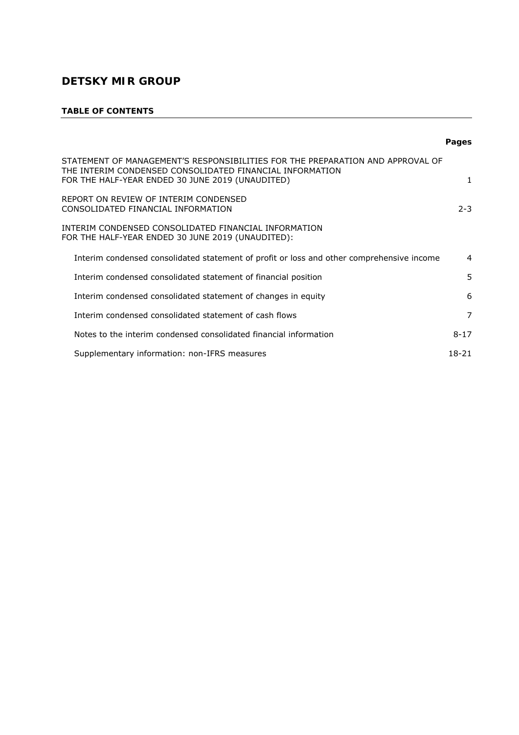# DETSKY MIR GROUP

**TABLE OF CONTENTS**

| | **Pages** |
|---|---|
| STATEMENT OF MANAGEMENT'S RESPONSIBILITIES FOR THE PREPARATION AND APPROVAL OF THE INTERIM CONDENSED CONSOLIDATED FINANCIAL INFORMATION FOR THE HALF-YEAR ENDED 30 JUNE 2019 (UNAUDITED) | 1 |
| REPORT ON REVIEW OF INTERIM CONDENSED CONSOLIDATED FINANCIAL INFORMATION | 2-3 |
| INTERIM CONDENSED CONSOLIDATED FINANCIAL INFORMATION FOR THE HALF-YEAR ENDED 30 JUNE 2019 (UNAUDITED): | |
| Interim condensed consolidated statement of profit or loss and other comprehensive income | 4 |
| Interim condensed consolidated statement of financial position | 5 |
| Interim condensed consolidated statement of changes in equity | 6 |
| Interim condensed consolidated statement of cash flows | 7 |
| Notes to the interim condensed consolidated financial information | 8-17 |
| Supplementary information: non-IFRS measures | 18-21 |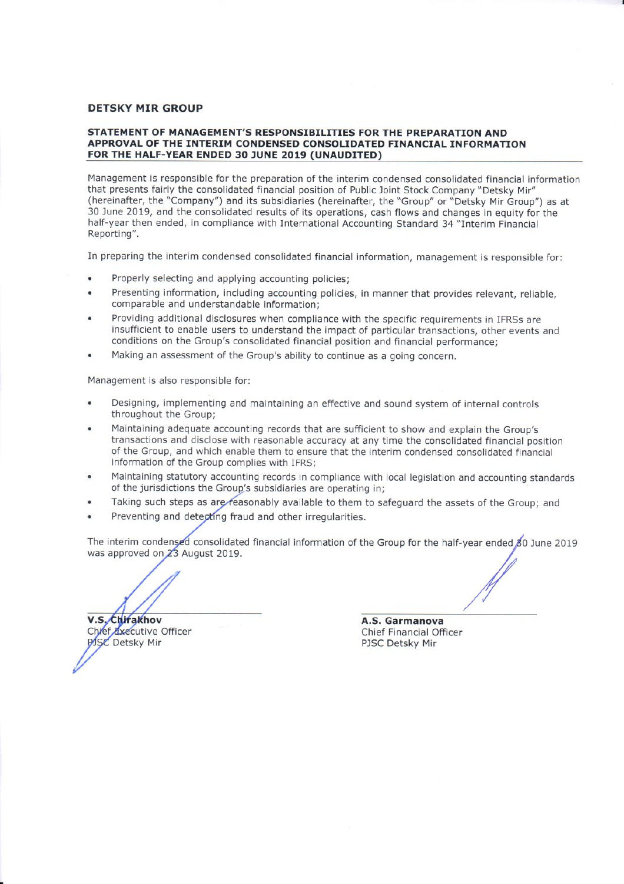## DETSKY MIR GROUP

### STATEMENT OF MANAGEMENT'S RESPONSIBILITIES FOR THE PREPARATION AND APPROVAL OF THE INTERIM CONDENSED CONSOLIDATED FINANCIAL INFORMATION FOR THE HALF-YEAR ENDED 30 JUNE 2019 (UNAUDITED)

Management is responsible for the preparation of the interim condensed consolidated financial information that presents fairly the consolidated financial position of Public Joint Stock Company "Detsky Mir" (hereinafter, the "Company") and its subsidiaries (hereinafter, the "Group" or "Detsky Mir Group") as at 30 June 2019, and the consolidated results of its operations, cash flows and changes in equity for the half-year then ended, in compliance with International Accounting Standard 34 "Interim Financial Reporting".

In preparing the interim condensed consolidated financial information, management is responsible for:

- Properly selecting and applying accounting policies;
- Presenting information, including accounting policies, in manner that provides relevant, reliable, comparable and understandable information;
- Providing additional disclosures when compliance with the specific requirements in IFRSs are insufficient to enable users to understand the impact of particular transactions, other events and conditions on the Group's consolidated financial position and financial performance;
- Making an assessment of the Group's ability to continue as a going concern.

Management is also responsible for:

- Designing, implementing and maintaining an effective and sound system of internal controls throughout the Group;
- Maintaining adequate accounting records that are sufficient to show and explain the Group's transactions and disclose with reasonable accuracy at any time the consolidated financial position of the Group, and which enable them to ensure that the interim condensed consolidated financial information of the Group complies with IFRS;
- Maintaining statutory accounting records in compliance with local legislation and accounting standards of the jurisdictions the Group's subsidiaries are operating in;
- Taking such steps as are reasonably available to them to safeguard the assets of the Group; and
- Preventing and detecting fraud and other irregularities.

The interim condensed consolidated financial information of the Group for the half-year ended 30 June 2019 was approved on 23 August 2019.

**V.S. Chirakhov**
Chief Executive Officer
PJSC Detsky Mir

**A.S. Garmanova**
Chief Financial Officer
PJSC Detsky Mir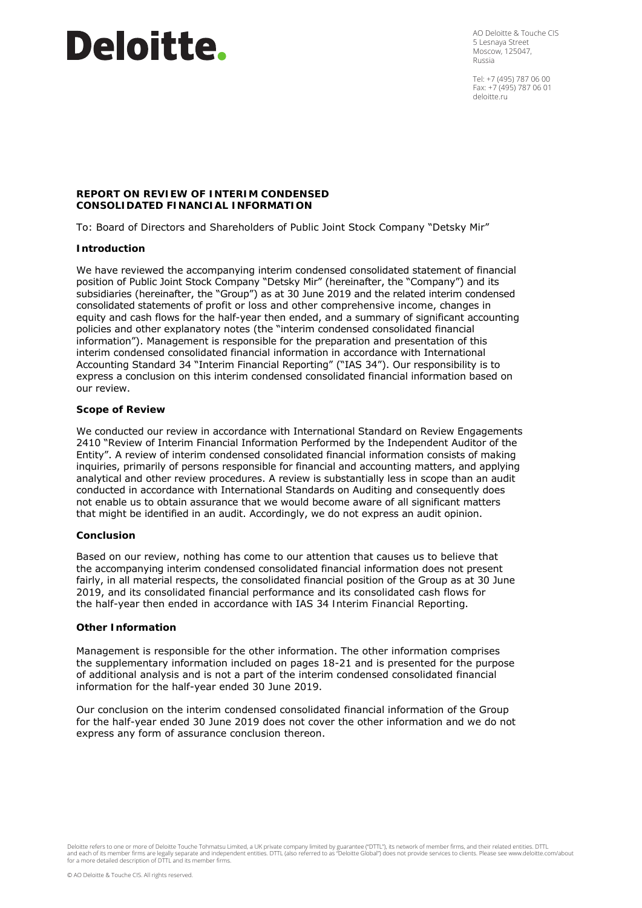**Deloitte.**

AO Deloitte & Touche CIS
5 Lesnaya Street
Moscow, 125047,
Russia

Tel: +7 (495) 787 06 00
Fax: +7 (495) 787 06 01
deloitte.ru

## REPORT ON REVIEW OF INTERIM CONDENSED CONSOLIDATED FINANCIAL INFORMATION

To: Board of Directors and Shareholders of Public Joint Stock Company "Detsky Mir"

### Introduction

We have reviewed the accompanying interim condensed consolidated statement of financial position of Public Joint Stock Company "Detsky Mir" (hereinafter, the "Company") and its subsidiaries (hereinafter, the "Group") as at 30 June 2019 and the related interim condensed consolidated statements of profit or loss and other comprehensive income, changes in equity and cash flows for the half-year then ended, and a summary of significant accounting policies and other explanatory notes (the "interim condensed consolidated financial information"). Management is responsible for the preparation and presentation of this interim condensed consolidated financial information in accordance with International Accounting Standard 34 "Interim Financial Reporting" ("IAS 34"). Our responsibility is to express a conclusion on this interim condensed consolidated financial information based on our review.

### Scope of Review

We conducted our review in accordance with International Standard on Review Engagements 2410 "Review of Interim Financial Information Performed by the Independent Auditor of the Entity". A review of interim condensed consolidated financial information consists of making inquiries, primarily of persons responsible for financial and accounting matters, and applying analytical and other review procedures. A review is substantially less in scope than an audit conducted in accordance with International Standards on Auditing and consequently does not enable us to obtain assurance that we would become aware of all significant matters that might be identified in an audit. Accordingly, we do not express an audit opinion.

### Conclusion

Based on our review, nothing has come to our attention that causes us to believe that the accompanying interim condensed consolidated financial information does not present fairly, in all material respects, the consolidated financial position of the Group as at 30 June 2019, and its consolidated financial performance and its consolidated cash flows for the half-year then ended in accordance with IAS 34 Interim Financial Reporting.

### Other Information

Management is responsible for the other information. The other information comprises the supplementary information included on pages 18-21 and is presented for the purpose of additional analysis and is not a part of the interim condensed consolidated financial information for the half-year ended 30 June 2019.

Our conclusion on the interim condensed consolidated financial information of the Group for the half-year ended 30 June 2019 does not cover the other information and we do not express any form of assurance conclusion thereon.

Deloitte refers to one or more of Deloitte Touche Tohmatsu Limited, a UK private company limited by guarantee ("DTTL"), its network of member firms, and their related entities. DTTL and each of its member firms are legally separate and independent entities. DTTL (also referred to as "Deloitte Global") does not provide services to clients. Please see www.deloitte.com/about for a more detailed description of DTTL and its member firms.

© AO Deloitte & Touche CIS. All rights reserved.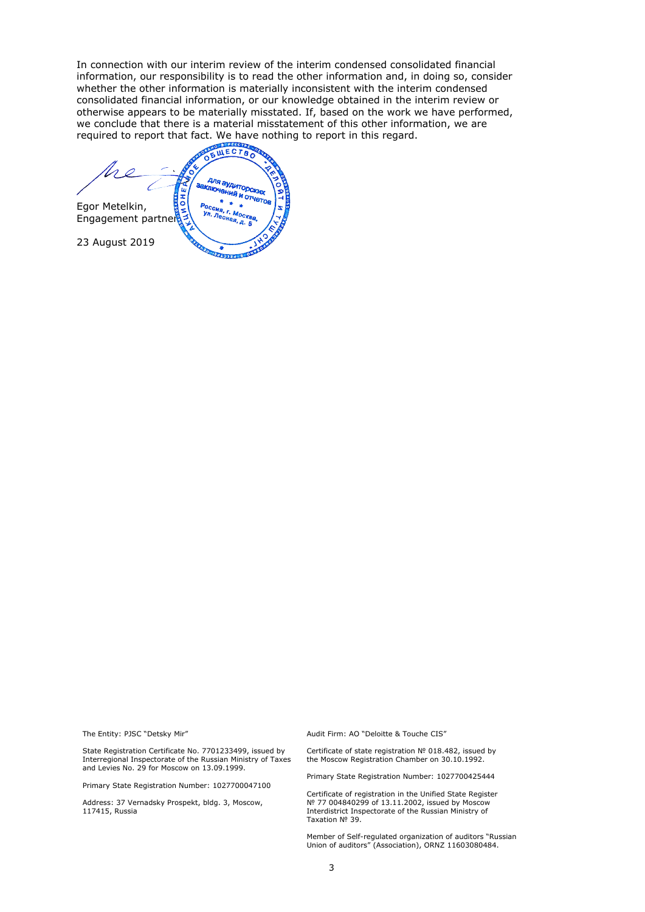In connection with our interim review of the interim condensed consolidated financial information, our responsibility is to read the other information and, in doing so, consider whether the other information is materially inconsistent with the interim condensed consolidated financial information, or our knowledge obtained in the interim review or otherwise appears to be materially misstated. If, based on the work we have performed, we conclude that there is a material misstatement of this other information, we are required to report that fact. We have nothing to report in this regard.

Egor Metelkin,
Engagement partner

23 August 2019

The Entity: PJSC "Detsky Mir"

State Registration Certificate No. 7701233499, issued by Interregional Inspectorate of the Russian Ministry of Taxes and Levies No. 29 for Moscow on 13.09.1999.

Primary State Registration Number: 1027700047100

Address: 37 Vernadsky Prospekt, bldg. 3, Moscow, 117415, Russia

Audit Firm: AO "Deloitte & Touche CIS"

Certificate of state registration № 018.482, issued by the Moscow Registration Chamber on 30.10.1992.

Primary State Registration Number: 1027700425444

Certificate of registration in the Unified State Register № 77 004840299 of 13.11.2002, issued by Moscow Interdistrict Inspectorate of the Russian Ministry of Taxation № 39.

Member of Self-regulated organization of auditors "Russian Union of auditors" (Association), ORNZ 11603080484.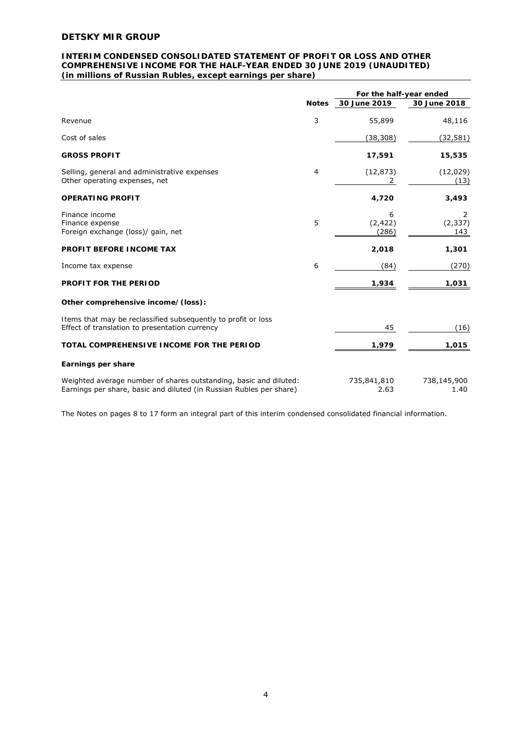## DETSKY MIR GROUP

### INTERIM CONDENSED CONSOLIDATED STATEMENT OF PROFIT OR LOSS AND OTHER COMPREHENSIVE INCOME FOR THE HALF-YEAR ENDED 30 JUNE 2019 (UNAUDITED)
**(in millions of Russian Rubles, except earnings per share)**

| | Notes | For the half-year ended 30 June 2019 | 30 June 2018 |
|---|---|---|---|
| Revenue | 3 | 55,899 | 48,116 |
| Cost of sales | | (38,308) | (32,581) |
| **GROSS PROFIT** | | **17,591** | **15,535** |
| Selling, general and administrative expenses | 4 | (12,873) | (12,029) |
| Other operating expenses, net | | 2 | (13) |
| **OPERATING PROFIT** | | **4,720** | **3,493** |
| Finance income | | 6 | 2 |
| Finance expense | 5 | (2,422) | (2,337) |
| Foreign exchange (loss)/ gain, net | | (286) | 143 |
| **PROFIT BEFORE INCOME TAX** | | **2,018** | **1,301** |
| Income tax expense | 6 | (84) | (270) |
| **PROFIT FOR THE PERIOD** | | **1,934** | **1,031** |
| **Other comprehensive income/(loss):** | | | |
| Items that may be reclassified subsequently to profit or loss | | | |
| Effect of translation to presentation currency | | 45 | (16) |
| **TOTAL COMPREHENSIVE INCOME FOR THE PERIOD** | | **1,979** | **1,015** |
| **Earnings per share** | | | |
| Weighted average number of shares outstanding, basic and diluted: | | 735,841,810 | 738,145,900 |
| Earnings per share, basic and diluted (in Russian Rubles per share) | | 2.63 | 1.40 |

The Notes on pages 8 to 17 form an integral part of this interim condensed consolidated financial information.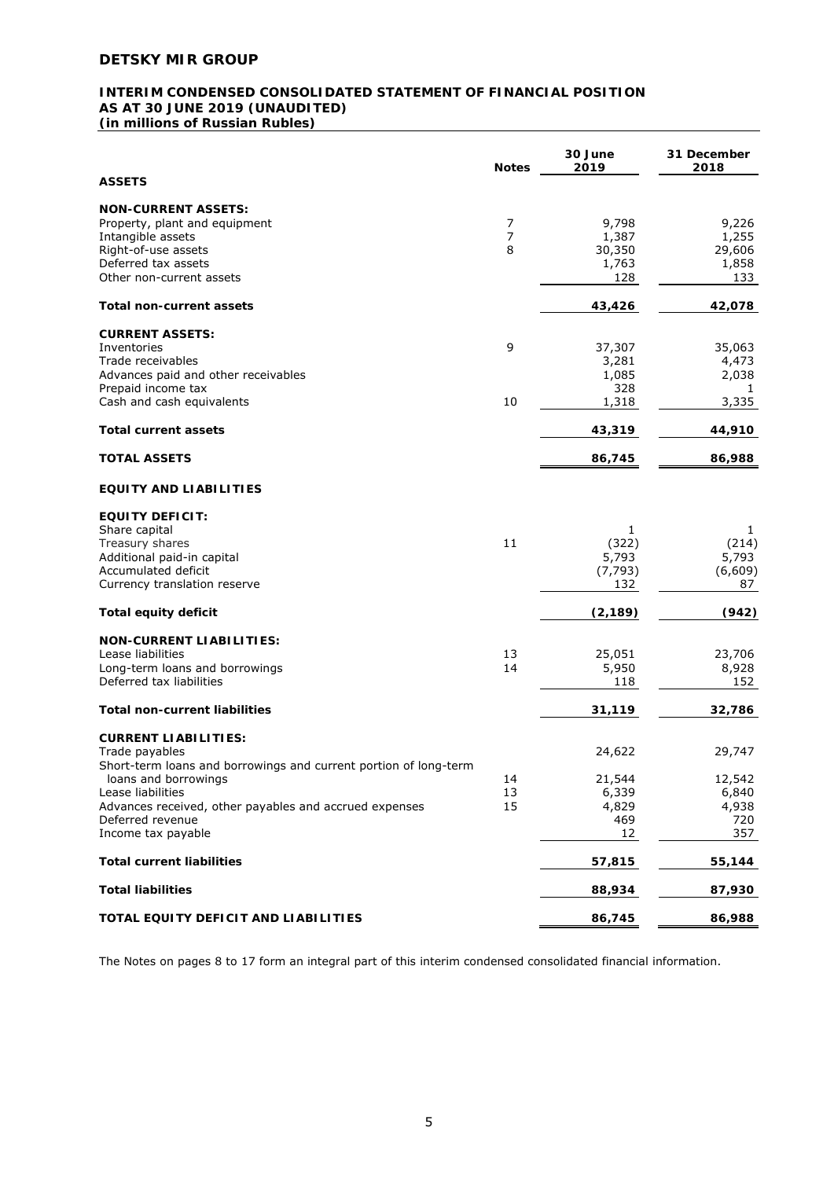# DETSKY MIR GROUP

## INTERIM CONDENSED CONSOLIDATED STATEMENT OF FINANCIAL POSITION AS AT 30 JUNE 2019 (UNAUDITED)

**(in millions of Russian Rubles)**

| | Notes | 30 June 2019 | 31 December 2018 |
|---|---|---|---|
| **ASSETS** | | | |
| **NON-CURRENT ASSETS:** | | | |
| Property, plant and equipment | 7 | 9,798 | 9,226 |
| Intangible assets | 7 | 1,387 | 1,255 |
| Right-of-use assets | 8 | 30,350 | 29,606 |
| Deferred tax assets | | 1,763 | 1,858 |
| Other non-current assets | | 128 | 133 |
| **Total non-current assets** | | **43,426** | **42,078** |
| **CURRENT ASSETS:** | | | |
| Inventories | 9 | 37,307 | 35,063 |
| Trade receivables | | 3,281 | 4,473 |
| Advances paid and other receivables | | 1,085 | 2,038 |
| Prepaid income tax | | 328 | 1 |
| Cash and cash equivalents | 10 | 1,318 | 3,335 |
| **Total current assets** | | **43,319** | **44,910** |
| **TOTAL ASSETS** | | **86,745** | **86,988** |
| **EQUITY AND LIABILITIES** | | | |
| **EQUITY DEFICIT:** | | | |
| Share capital | | 1 | 1 |
| Treasury shares | 11 | (322) | (214) |
| Additional paid-in capital | | 5,793 | 5,793 |
| Accumulated deficit | | (7,793) | (6,609) |
| Currency translation reserve | | 132 | 87 |
| **Total equity deficit** | | **(2,189)** | **(942)** |
| **NON-CURRENT LIABILITIES:** | | | |
| Lease liabilities | 13 | 25,051 | 23,706 |
| Long-term loans and borrowings | 14 | 5,950 | 8,928 |
| Deferred tax liabilities | | 118 | 152 |
| **Total non-current liabilities** | | **31,119** | **32,786** |
| **CURRENT LIABILITIES:** | | | |
| Trade payables | | 24,622 | 29,747 |
| Short-term loans and borrowings and current portion of long-term loans and borrowings | 14 | 21,544 | 12,542 |
| Lease liabilities | 13 | 6,339 | 6,840 |
| Advances received, other payables and accrued expenses | 15 | 4,829 | 4,938 |
| Deferred revenue | | 469 | 720 |
| Income tax payable | | 12 | 357 |
| **Total current liabilities** | | **57,815** | **55,144** |
| **Total liabilities** | | **88,934** | **87,930** |
| **TOTAL EQUITY DEFICIT AND LIABILITIES** | | **86,745** | **86,988** |

The Notes on pages 8 to 17 form an integral part of this interim condensed consolidated financial information.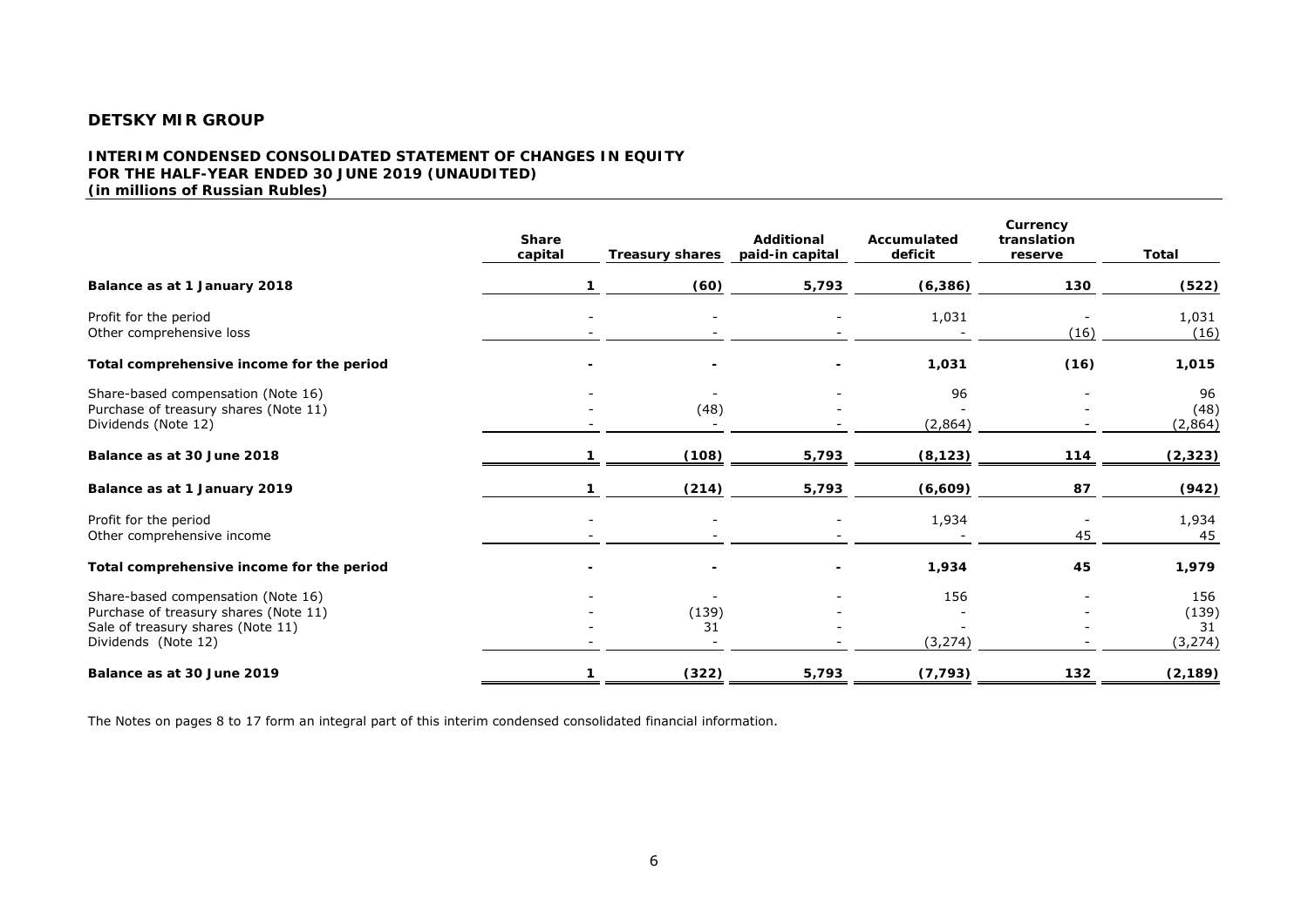## DETSKY MIR GROUP

### INTERIM CONDENSED CONSOLIDATED STATEMENT OF CHANGES IN EQUITY FOR THE HALF-YEAR ENDED 30 JUNE 2019 (UNAUDITED)
**(in millions of Russian Rubles)**

| | Share capital | Treasury shares | Additional paid-in capital | Accumulated deficit | Currency translation reserve | Total |
|---|---|---|---|---|---|---|
| **Balance as at 1 January 2018** | **1** | **(60)** | **5,793** | **(6,386)** | **130** | **(522)** |
| Profit for the period | - | - | - | 1,031 | - | 1,031 |
| Other comprehensive loss | - | - | - | - | (16) | (16) |
| **Total comprehensive income for the period** | **-** | **-** | **-** | **1,031** | **(16)** | **1,015** |
| Share-based compensation (Note 16) | - | - | - | 96 | - | 96 |
| Purchase of treasury shares (Note 11) | - | (48) | - | - | - | (48) |
| Dividends (Note 12) | - | - | - | (2,864) | - | (2,864) |
| **Balance as at 30 June 2018** | **1** | **(108)** | **5,793** | **(8,123)** | **114** | **(2,323)** |
| **Balance as at 1 January 2019** | **1** | **(214)** | **5,793** | **(6,609)** | **87** | **(942)** |
| Profit for the period | - | - | - | 1,934 | - | 1,934 |
| Other comprehensive income | - | - | - | - | 45 | 45 |
| **Total comprehensive income for the period** | **-** | **-** | **-** | **1,934** | **45** | **1,979** |
| Share-based compensation (Note 16) | - | - | - | 156 | - | 156 |
| Purchase of treasury shares (Note 11) | - | (139) | - | - | - | (139) |
| Sale of treasury shares (Note 11) | - | 31 | - | - | - | 31 |
| Dividends (Note 12) | - | - | - | (3,274) | - | (3,274) |
| **Balance as at 30 June 2019** | **1** | **(322)** | **5,793** | **(7,793)** | **132** | **(2,189)** |

The Notes on pages 8 to 17 form an integral part of this interim condensed consolidated financial information.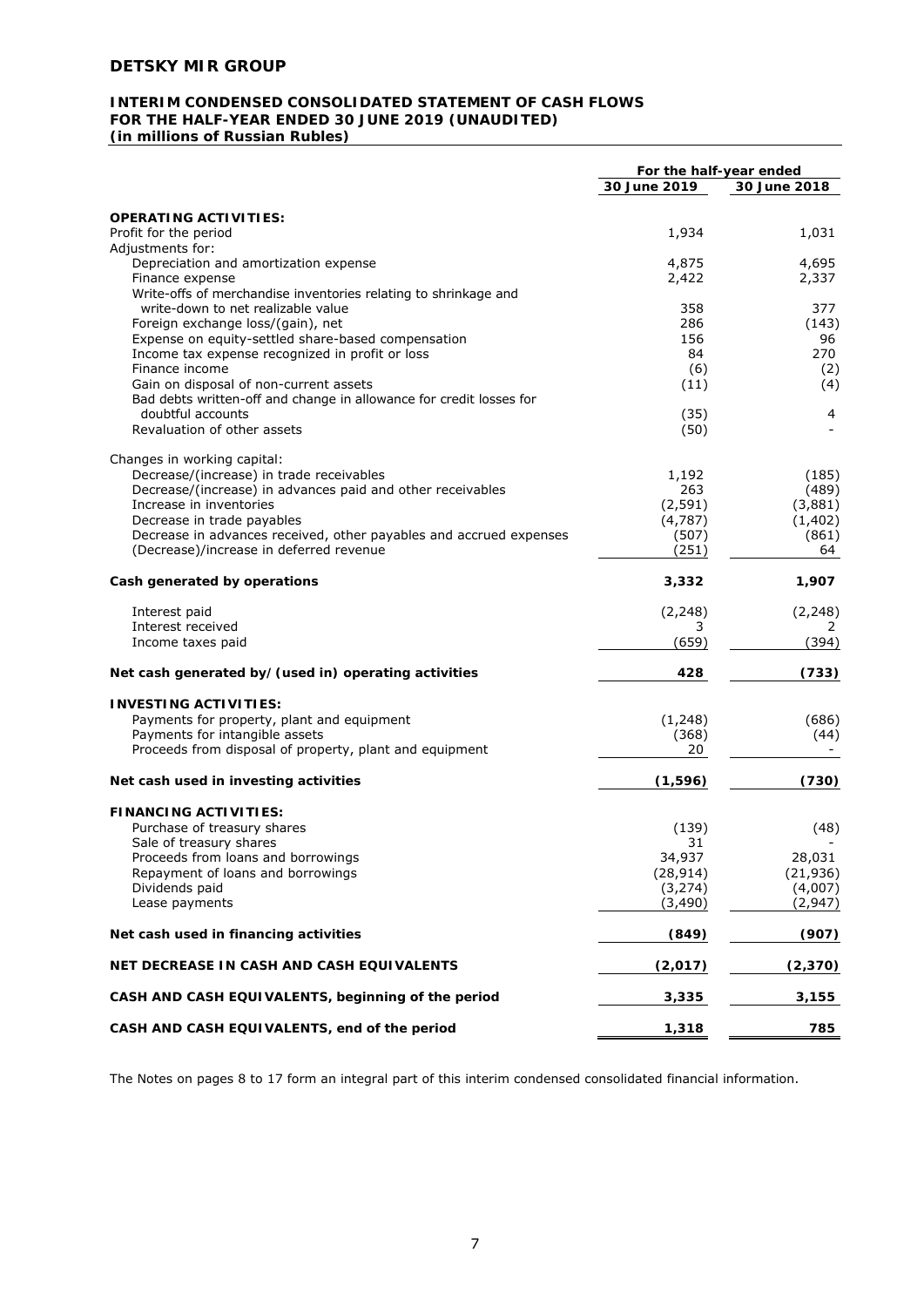# DETSKY MIR GROUP

## INTERIM CONDENSED CONSOLIDATED STATEMENT OF CASH FLOWS FOR THE HALF-YEAR ENDED 30 JUNE 2019 (UNAUDITED)
**(in millions of Russian Rubles)**

| | For the half-year ended | |
|---|---|---|
| | 30 June 2019 | 30 June 2018 |
| **OPERATING ACTIVITIES:** | | |
| Profit for the period | 1,934 | 1,031 |
| Adjustments for: | | |
| Depreciation and amortization expense | 4,875 | 4,695 |
| Finance expense | 2,422 | 2,337 |
| Write-offs of merchandise inventories relating to shrinkage and write-down to net realizable value | 358 | 377 |
| Foreign exchange loss/(gain), net | 286 | (143) |
| Expense on equity-settled share-based compensation | 156 | 96 |
| Income tax expense recognized in profit or loss | 84 | 270 |
| Finance income | (6) | (2) |
| Gain on disposal of non-current assets | (11) | (4) |
| Bad debts written-off and change in allowance for credit losses for doubtful accounts | (35) | 4 |
| Revaluation of other assets | (50) | - |
| Changes in working capital: | | |
| Decrease/(increase) in trade receivables | 1,192 | (185) |
| Decrease/(increase) in advances paid and other receivables | 263 | (489) |
| Increase in inventories | (2,591) | (3,881) |
| Decrease in trade payables | (4,787) | (1,402) |
| Decrease in advances received, other payables and accrued expenses | (507) | (861) |
| (Decrease)/increase in deferred revenue | (251) | 64 |
| **Cash generated by operations** | **3,332** | **1,907** |
| Interest paid | (2,248) | (2,248) |
| Interest received | 3 | 2 |
| Income taxes paid | (659) | (394) |
| **Net cash generated by/(used in) operating activities** | **428** | **(733)** |
| **INVESTING ACTIVITIES:** | | |
| Payments for property, plant and equipment | (1,248) | (686) |
| Payments for intangible assets | (368) | (44) |
| Proceeds from disposal of property, plant and equipment | 20 | - |
| **Net cash used in investing activities** | **(1,596)** | **(730)** |
| **FINANCING ACTIVITIES:** | | |
| Purchase of treasury shares | (139) | (48) |
| Sale of treasury shares | 31 | - |
| Proceeds from loans and borrowings | 34,937 | 28,031 |
| Repayment of loans and borrowings | (28,914) | (21,936) |
| Dividends paid | (3,274) | (4,007) |
| Lease payments | (3,490) | (2,947) |
| **Net cash used in financing activities** | **(849)** | **(907)** |
| **NET DECREASE IN CASH AND CASH EQUIVALENTS** | **(2,017)** | **(2,370)** |
| **CASH AND CASH EQUIVALENTS, beginning of the period** | **3,335** | **3,155** |
| **CASH AND CASH EQUIVALENTS, end of the period** | **1,318** | **785** |

The Notes on pages 8 to 17 form an integral part of this interim condensed consolidated financial information.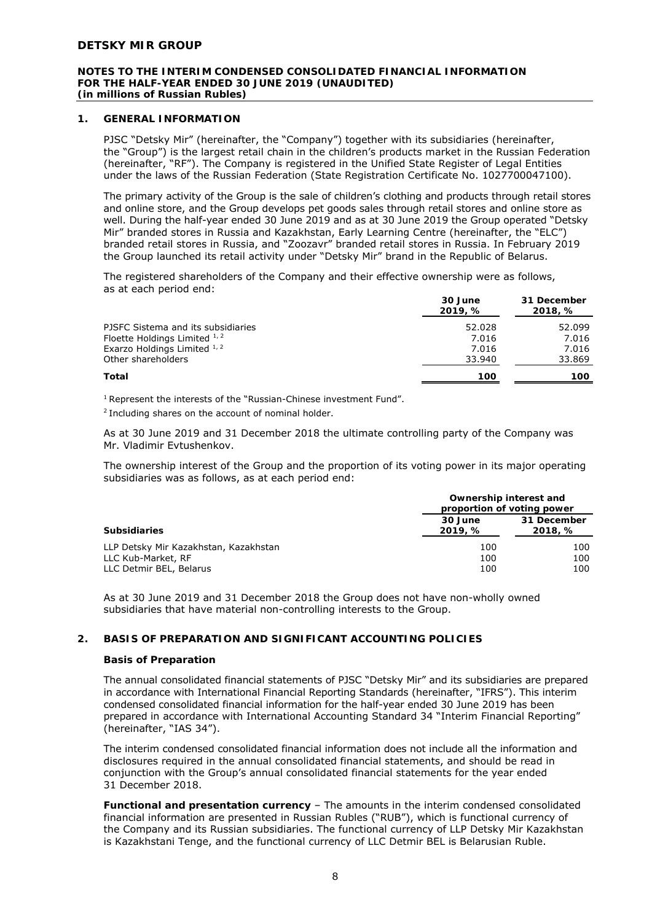## 1. GENERAL INFORMATION

PJSC "Detsky Mir" (hereinafter, the "Company") together with its subsidiaries (hereinafter, the "Group") is the largest retail chain in the children's products market in the Russian Federation (hereinafter, "RF"). The Company is registered in the Unified State Register of Legal Entities under the laws of the Russian Federation (State Registration Certificate No. 1027700047100).

The primary activity of the Group is the sale of children's clothing and products through retail stores and online store, and the Group develops pet goods sales through retail stores and online store as well. During the half-year ended 30 June 2019 and as at 30 June 2019 the Group operated "Detsky Mir" branded stores in Russia and Kazakhstan, Early Learning Centre (hereinafter, the "ELC") branded retail stores in Russia, and "Zoozavr" branded retail stores in Russia. In February 2019 the Group launched its retail activity under "Detsky Mir" brand in the Republic of Belarus.

The registered shareholders of the Company and their effective ownership were as follows, as at each period end:

| | 30 June 2019, % | 31 December 2018, % |
|---|---|---|
| PJSFC Sistema and its subsidiaries | 52.028 | 52.099 |
| Floette Holdings Limited [1, 2] | 7.016 | 7.016 |
| Exarzo Holdings Limited [1, 2] | 7.016 | 7.016 |
| Other shareholders | 33.940 | 33.869 |
| **Total** | **100** | **100** |

[1] Represent the interests of the "Russian-Chinese investment Fund".

[2] Including shares on the account of nominal holder.

As at 30 June 2019 and 31 December 2018 the ultimate controlling party of the Company was Mr. Vladimir Evtushenkov.

The ownership interest of the Group and the proportion of its voting power in its major operating subsidiaries was as follows, as at each period end:

| | Ownership interest and proportion of voting power | |
|---|---|---|
| **Subsidiaries** | **30 June 2019, %** | **31 December 2018, %** |
| LLP Detsky Mir Kazakhstan, Kazakhstan | 100 | 100 |
| LLC Kub-Market, RF | 100 | 100 |
| LLC Detmir BEL, Belarus | 100 | 100 |

As at 30 June 2019 and 31 December 2018 the Group does not have non-wholly owned subsidiaries that have material non-controlling interests to the Group.

## 2. BASIS OF PREPARATION AND SIGNIFICANT ACCOUNTING POLICIES

### Basis of Preparation

The annual consolidated financial statements of PJSC "Detsky Mir" and its subsidiaries are prepared in accordance with International Financial Reporting Standards (hereinafter, "IFRS"). This interim condensed consolidated financial information for the half-year ended 30 June 2019 has been prepared in accordance with International Accounting Standard 34 "Interim Financial Reporting" (hereinafter, "IAS 34").

The interim condensed consolidated financial information does not include all the information and disclosures required in the annual consolidated financial statements, and should be read in conjunction with the Group's annual consolidated financial statements for the year ended 31 December 2018.

**Functional and presentation currency** – The amounts in the interim condensed consolidated financial information are presented in Russian Rubles ("RUB"), which is functional currency of the Company and its Russian subsidiaries. The functional currency of LLP Detsky Mir Kazakhstan is Kazakhstani Tenge, and the functional currency of LLC Detmir BEL is Belarusian Ruble.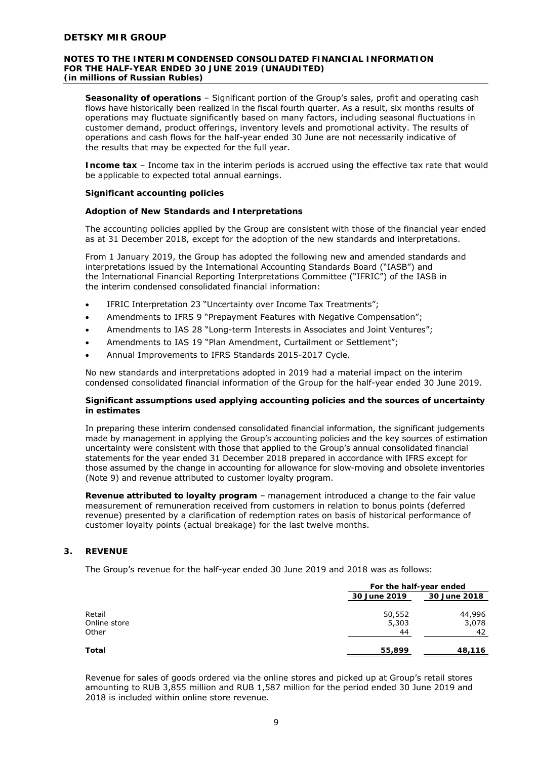**Seasonality of operations** – Significant portion of the Group's sales, profit and operating cash flows have historically been realized in the fiscal fourth quarter. As a result, six months results of operations may fluctuate significantly based on many factors, including seasonal fluctuations in customer demand, product offerings, inventory levels and promotional activity. The results of operations and cash flows for the half-year ended 30 June are not necessarily indicative of the results that may be expected for the full year.

**Income tax** – Income tax in the interim periods is accrued using the effective tax rate that would be applicable to expected total annual earnings.

**Significant accounting policies**

**Adoption of New Standards and Interpretations**

The accounting policies applied by the Group are consistent with those of the financial year ended as at 31 December 2018, except for the adoption of the new standards and interpretations.

From 1 January 2019, the Group has adopted the following new and amended standards and interpretations issued by the International Accounting Standards Board ("IASB") and the International Financial Reporting Interpretations Committee ("IFRIC") of the IASB in the interim condensed consolidated financial information:

- IFRIC Interpretation 23 "Uncertainty over Income Tax Treatments";
- Amendments to IFRS 9 "Prepayment Features with Negative Compensation";
- Amendments to IAS 28 "Long-term Interests in Associates and Joint Ventures";
- Amendments to IAS 19 "Plan Amendment, Curtailment or Settlement";
- Annual Improvements to IFRS Standards 2015-2017 Cycle.

No new standards and interpretations adopted in 2019 had a material impact on the interim condensed consolidated financial information of the Group for the half-year ended 30 June 2019.

**Significant assumptions used applying accounting policies and the sources of uncertainty in estimates**

In preparing these interim condensed consolidated financial information, the significant judgements made by management in applying the Group's accounting policies and the key sources of estimation uncertainty were consistent with those that applied to the Group's annual consolidated financial statements for the year ended 31 December 2018 prepared in accordance with IFRS except for those assumed by the change in accounting for allowance for slow-moving and obsolete inventories (Note 9) and revenue attributed to customer loyalty program.

**Revenue attributed to loyalty program** – management introduced a change to the fair value measurement of remuneration received from customers in relation to bonus points (deferred revenue) presented by a clarification of redemption rates on basis of historical performance of customer loyalty points (actual breakage) for the last twelve months.

## 3. REVENUE

The Group's revenue for the half-year ended 30 June 2019 and 2018 was as follows:

| | For the half-year ended | |
|---|---|---|
| | 30 June 2019 | 30 June 2018 |
| Retail | 50,552 | 44,996 |
| Online store | 5,303 | 3,078 |
| Other | 44 | 42 |
| **Total** | **55,899** | **48,116** |

Revenue for sales of goods ordered via the online stores and picked up at Group's retail stores amounting to RUB 3,855 million and RUB 1,587 million for the period ended 30 June 2019 and 2018 is included within online store revenue.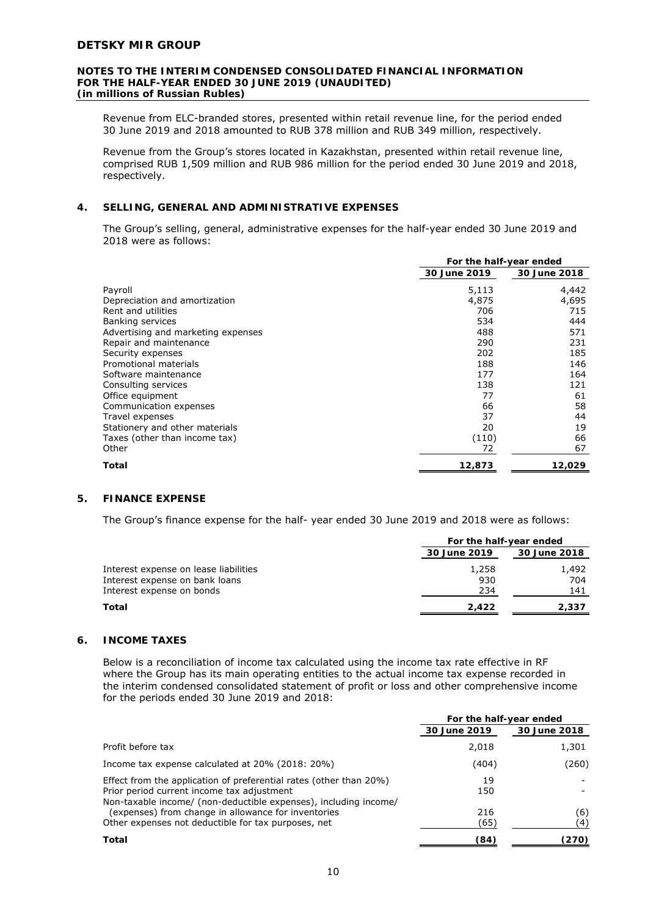Revenue from ELC-branded stores, presented within retail revenue line, for the period ended 30 June 2019 and 2018 amounted to RUB 378 million and RUB 349 million, respectively.

Revenue from the Group's stores located in Kazakhstan, presented within retail revenue line, comprised RUB 1,509 million and RUB 986 million for the period ended 30 June 2019 and 2018, respectively.

## 4. SELLING, GENERAL AND ADMINISTRATIVE EXPENSES

The Group's selling, general, administrative expenses for the half-year ended 30 June 2019 and 2018 were as follows:

| | For the half-year ended | |
|---|---|---|
| | 30 June 2019 | 30 June 2018 |
| Payroll | 5,113 | 4,442 |
| Depreciation and amortization | 4,875 | 4,695 |
| Rent and utilities | 706 | 715 |
| Banking services | 534 | 444 |
| Advertising and marketing expenses | 488 | 571 |
| Repair and maintenance | 290 | 231 |
| Security expenses | 202 | 185 |
| Promotional materials | 188 | 146 |
| Software maintenance | 177 | 164 |
| Consulting services | 138 | 121 |
| Office equipment | 77 | 61 |
| Communication expenses | 66 | 58 |
| Travel expenses | 37 | 44 |
| Stationery and other materials | 20 | 19 |
| Taxes (other than income tax) | (110) | 66 |
| Other | 72 | 67 |
| **Total** | **12,873** | **12,029** |

## 5. FINANCE EXPENSE

The Group's finance expense for the half- year ended 30 June 2019 and 2018 were as follows:

| | For the half-year ended | |
|---|---|---|
| | 30 June 2019 | 30 June 2018 |
| Interest expense on lease liabilities | 1,258 | 1,492 |
| Interest expense on bank loans | 930 | 704 |
| Interest expense on bonds | 234 | 141 |
| **Total** | **2,422** | **2,337** |

## 6. INCOME TAXES

Below is a reconciliation of income tax calculated using the income tax rate effective in RF where the Group has its main operating entities to the actual income tax expense recorded in the interim condensed consolidated statement of profit or loss and other comprehensive income for the periods ended 30 June 2019 and 2018:

| | For the half-year ended | |
|---|---|---|
| | 30 June 2019 | 30 June 2018 |
| Profit before tax | 2,018 | 1,301 |
| Income tax expense calculated at 20% (2018: 20%) | (404) | (260) |
| Effect from the application of preferential rates (other than 20%) | 19 | - |
| Prior period current income tax adjustment | 150 | - |
| Non-taxable income/ (non-deductible expenses), including income/ (expenses) from change in allowance for inventories | 216 | (6) |
| Other expenses not deductible for tax purposes, net | (65) | (4) |
| **Total** | **(84)** | **(270)** |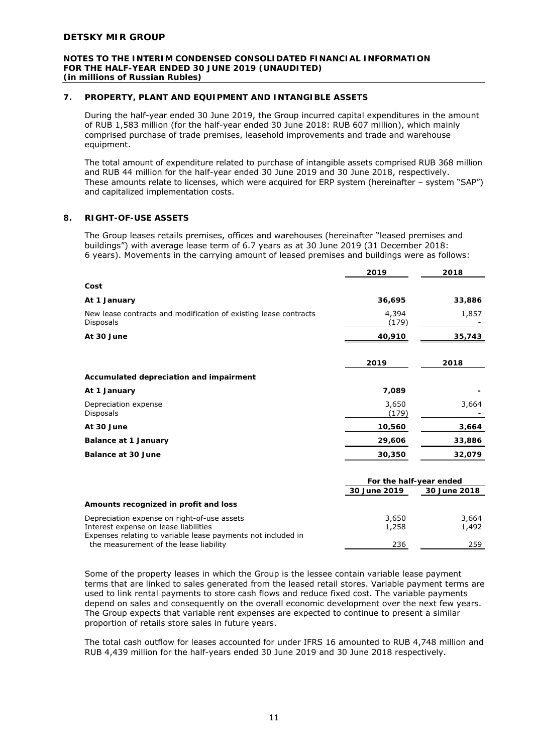## 7. PROPERTY, PLANT AND EQUIPMENT AND INTANGIBLE ASSETS

During the half-year ended 30 June 2019, the Group incurred capital expenditures in the amount of RUB 1,583 million (for the half-year ended 30 June 2018: RUB 607 million), which mainly comprised purchase of trade premises, leasehold improvements and trade and warehouse equipment.

The total amount of expenditure related to purchase of intangible assets comprised RUB 368 million and RUB 44 million for the half-year ended 30 June 2019 and 30 June 2018, respectively. These amounts relate to licenses, which were acquired for ERP system (hereinafter – system "SAP") and capitalized implementation costs.

## 8. RIGHT-OF-USE ASSETS

The Group leases retails premises, offices and warehouses (hereinafter "leased premises and buildings") with average lease term of 6.7 years as at 30 June 2019 (31 December 2018: 6 years). Movements in the carrying amount of leased premises and buildings were as follows:

| | 2019 | 2018 |
|---|---|---|
| **Cost** | | |
| **At 1 January** | **36,695** | **33,886** |
| New lease contracts and modification of existing lease contracts | 4,394 | 1,857 |
| Disposals | (179) | - |
| **At 30 June** | **40,910** | **35,743** |

| | 2019 | 2018 |
|---|---|---|
| **Accumulated depreciation and impairment** | | |
| **At 1 January** | **7,089** | **-** |
| Depreciation expense | 3,650 | 3,664 |
| Disposals | (179) | - |
| **At 30 June** | **10,560** | **3,664** |
| **Balance at 1 January** | **29,606** | **33,886** |
| **Balance at 30 June** | **30,350** | **32,079** |

| | For the half-year ended | |
|---|---|---|
| | 30 June 2019 | 30 June 2018 |
| **Amounts recognized in profit and loss** | | |
| Depreciation expense on right-of-use assets | 3,650 | 3,664 |
| Interest expense on lease liabilities | 1,258 | 1,492 |
| Expenses relating to variable lease payments not included in the measurement of the lease liability | 236 | 259 |

Some of the property leases in which the Group is the lessee contain variable lease payment terms that are linked to sales generated from the leased retail stores. Variable payment terms are used to link rental payments to store cash flows and reduce fixed cost. The variable payments depend on sales and consequently on the overall economic development over the next few years. The Group expects that variable rent expenses are expected to continue to present a similar proportion of retails store sales in future years.

The total cash outflow for leases accounted for under IFRS 16 amounted to RUB 4,748 million and RUB 4,439 million for the half-years ended 30 June 2019 and 30 June 2018 respectively.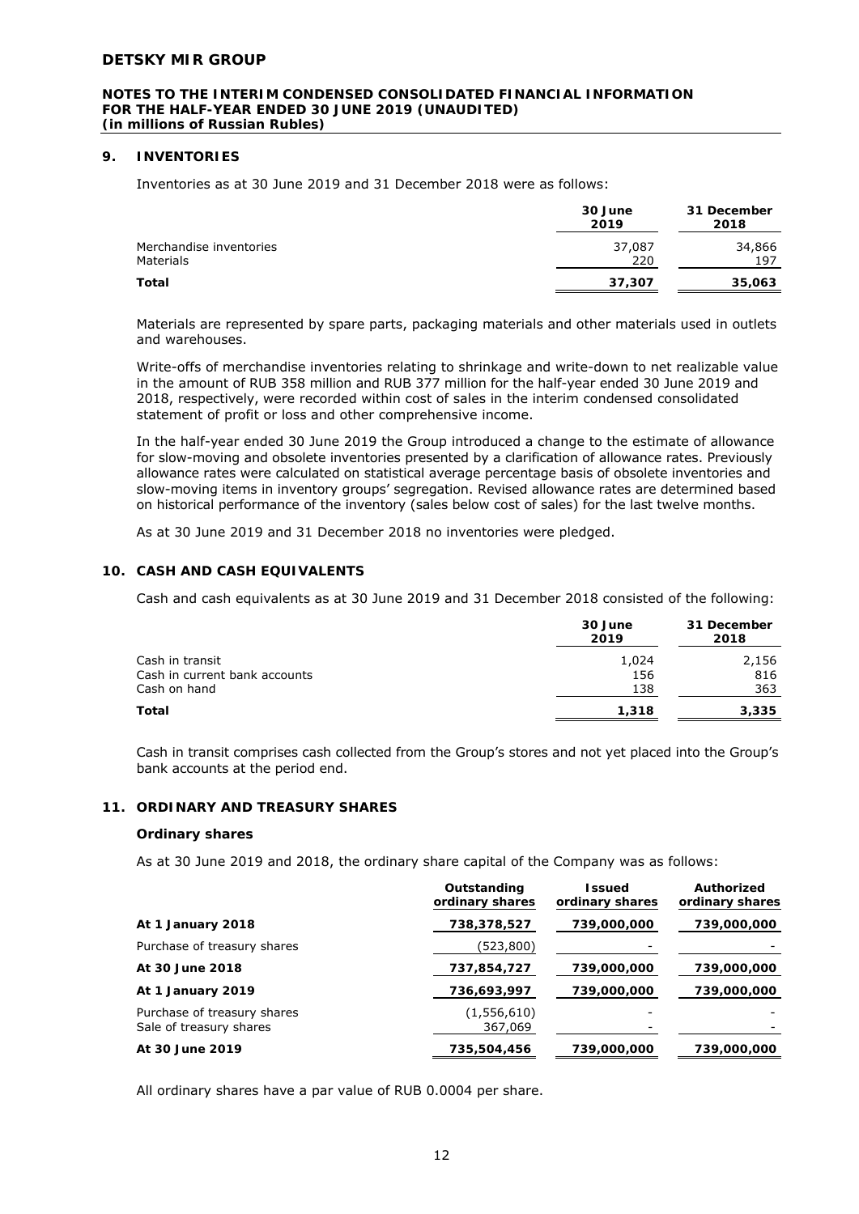## 9. INVENTORIES

Inventories as at 30 June 2019 and 31 December 2018 were as follows:

| | 30 June 2019 | 31 December 2018 |
|---|---|---|
| Merchandise inventories | 37,087 | 34,866 |
| Materials | 220 | 197 |
| **Total** | **37,307** | **35,063** |

Materials are represented by spare parts, packaging materials and other materials used in outlets and warehouses.

Write-offs of merchandise inventories relating to shrinkage and write-down to net realizable value in the amount of RUB 358 million and RUB 377 million for the half-year ended 30 June 2019 and 2018, respectively, were recorded within cost of sales in the interim condensed consolidated statement of profit or loss and other comprehensive income.

In the half-year ended 30 June 2019 the Group introduced a change to the estimate of allowance for slow-moving and obsolete inventories presented by a clarification of allowance rates. Previously allowance rates were calculated on statistical average percentage basis of obsolete inventories and slow-moving items in inventory groups' segregation. Revised allowance rates are determined based on historical performance of the inventory (sales below cost of sales) for the last twelve months.

As at 30 June 2019 and 31 December 2018 no inventories were pledged.

## 10. CASH AND CASH EQUIVALENTS

Cash and cash equivalents as at 30 June 2019 and 31 December 2018 consisted of the following:

| | 30 June 2019 | 31 December 2018 |
|---|---|---|
| Cash in transit | 1,024 | 2,156 |
| Cash in current bank accounts | 156 | 816 |
| Cash on hand | 138 | 363 |
| **Total** | **1,318** | **3,335** |

Cash in transit comprises cash collected from the Group's stores and not yet placed into the Group's bank accounts at the period end.

## 11. ORDINARY AND TREASURY SHARES

### Ordinary shares

As at 30 June 2019 and 2018, the ordinary share capital of the Company was as follows:

| | Outstanding ordinary shares | Issued ordinary shares | Authorized ordinary shares |
|---|---|---|---|
| **At 1 January 2018** | **738,378,527** | **739,000,000** | **739,000,000** |
| Purchase of treasury shares | (523,800) | - | - |
| **At 30 June 2018** | **737,854,727** | **739,000,000** | **739,000,000** |
| **At 1 January 2019** | **736,693,997** | **739,000,000** | **739,000,000** |
| Purchase of treasury shares | (1,556,610) | - | - |
| Sale of treasury shares | 367,069 | - | - |
| **At 30 June 2019** | **735,504,456** | **739,000,000** | **739,000,000** |

All ordinary shares have a par value of RUB 0.0004 per share.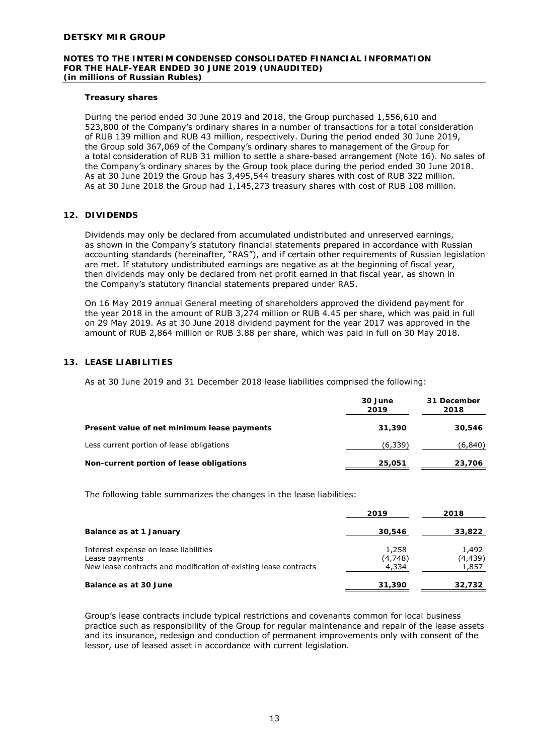**Treasury shares**

During the period ended 30 June 2019 and 2018, the Group purchased 1,556,610 and 523,800 of the Company's ordinary shares in a number of transactions for a total consideration of RUB 139 million and RUB 43 million, respectively. During the period ended 30 June 2019, the Group sold 367,069 of the Company's ordinary shares to management of the Group for a total consideration of RUB 31 million to settle a share-based arrangement (Note 16). No sales of the Company's ordinary shares by the Group took place during the period ended 30 June 2018. As at 30 June 2019 the Group has 3,495,544 treasury shares with cost of RUB 322 million. As at 30 June 2018 the Group had 1,145,273 treasury shares with cost of RUB 108 million.

## 12. DIVIDENDS

Dividends may only be declared from accumulated undistributed and unreserved earnings, as shown in the Company's statutory financial statements prepared in accordance with Russian accounting standards (hereinafter, "RAS"), and if certain other requirements of Russian legislation are met. If statutory undistributed earnings are negative as at the beginning of fiscal year, then dividends may only be declared from net profit earned in that fiscal year, as shown in the Company's statutory financial statements prepared under RAS.

On 16 May 2019 annual General meeting of shareholders approved the dividend payment for the year 2018 in the amount of RUB 3,274 million or RUB 4.45 per share, which was paid in full on 29 May 2019. As at 30 June 2018 dividend payment for the year 2017 was approved in the amount of RUB 2,864 million or RUB 3.88 per share, which was paid in full on 30 May 2018.

## 13. LEASE LIABILITIES

As at 30 June 2019 and 31 December 2018 lease liabilities comprised the following:

| | 30 June 2019 | 31 December 2018 |
|---|---|---|
| **Present value of net minimum lease payments** | **31,390** | **30,546** |
| Less current portion of lease obligations | (6,339) | (6,840) |
| **Non-current portion of lease obligations** | **25,051** | **23,706** |

The following table summarizes the changes in the lease liabilities:

| | 2019 | 2018 |
|---|---|---|
| **Balance as at 1 January** | **30,546** | **33,822** |
| Interest expense on lease liabilities | 1,258 | 1,492 |
| Lease payments | (4,748) | (4,439) |
| New lease contracts and modification of existing lease contracts | 4,334 | 1,857 |
| **Balance as at 30 June** | **31,390** | **32,732** |

Group's lease contracts include typical restrictions and covenants common for local business practice such as responsibility of the Group for regular maintenance and repair of the lease assets and its insurance, redesign and conduction of permanent improvements only with consent of the lessor, use of leased asset in accordance with current legislation.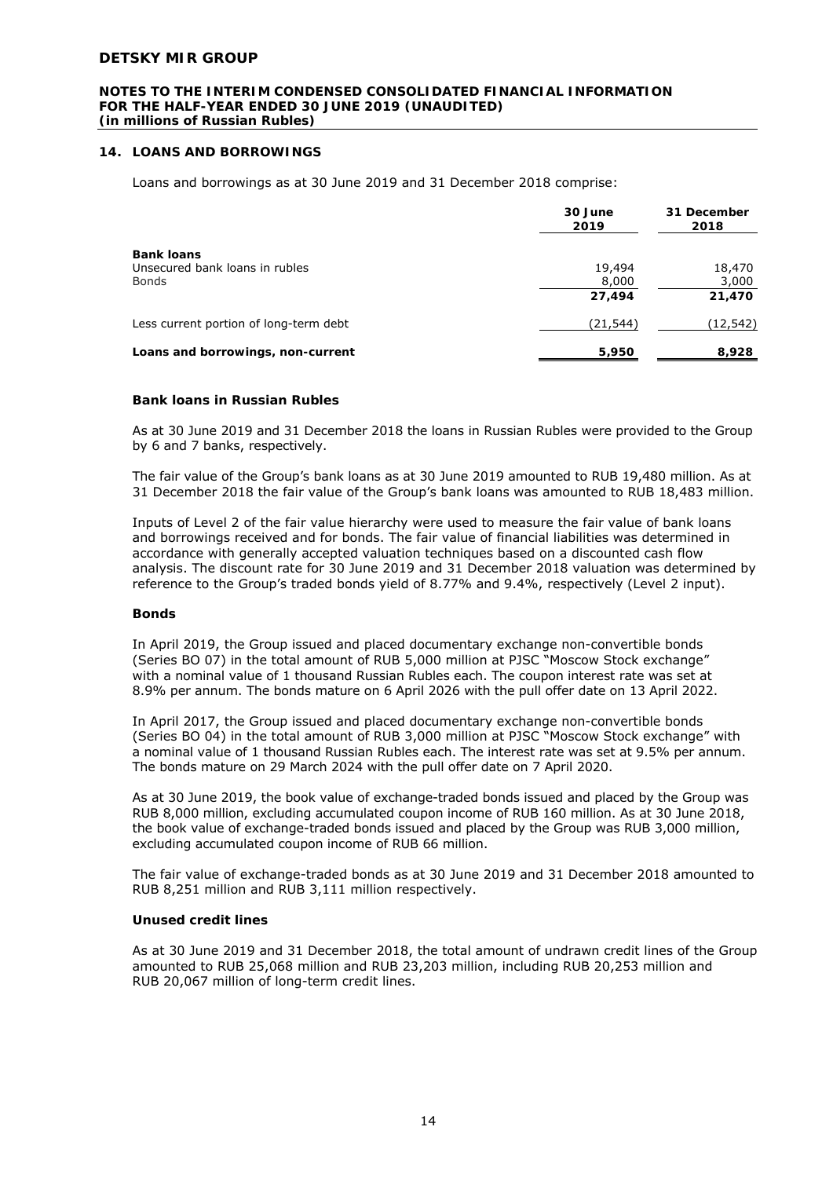## 14. LOANS AND BORROWINGS

Loans and borrowings as at 30 June 2019 and 31 December 2018 comprise:

| | 30 June 2019 | 31 December 2018 |
|---|---|---|
| **Bank loans** | | |
| Unsecured bank loans in rubles | 19,494 | 18,470 |
| Bonds | 8,000 | 3,000 |
| | **27,494** | **21,470** |
| Less current portion of long-term debt | (21,544) | (12,542) |
| **Loans and borrowings, non-current** | **5,950** | **8,928** |

### Bank loans in Russian Rubles

As at 30 June 2019 and 31 December 2018 the loans in Russian Rubles were provided to the Group by 6 and 7 banks, respectively.

The fair value of the Group's bank loans as at 30 June 2019 amounted to RUB 19,480 million. As at 31 December 2018 the fair value of the Group's bank loans was amounted to RUB 18,483 million.

Inputs of Level 2 of the fair value hierarchy were used to measure the fair value of bank loans and borrowings received and for bonds. The fair value of financial liabilities was determined in accordance with generally accepted valuation techniques based on a discounted cash flow analysis. The discount rate for 30 June 2019 and 31 December 2018 valuation was determined by reference to the Group's traded bonds yield of 8.77% and 9.4%, respectively (Level 2 input).

### Bonds

In April 2019, the Group issued and placed documentary exchange non-convertible bonds (Series BO 07) in the total amount of RUB 5,000 million at PJSC "Moscow Stock exchange" with a nominal value of 1 thousand Russian Rubles each. The coupon interest rate was set at 8.9% per annum. The bonds mature on 6 April 2026 with the pull offer date on 13 April 2022.

In April 2017, the Group issued and placed documentary exchange non-convertible bonds (Series BO 04) in the total amount of RUB 3,000 million at PJSC "Moscow Stock exchange" with a nominal value of 1 thousand Russian Rubles each. The interest rate was set at 9.5% per annum. The bonds mature on 29 March 2024 with the pull offer date on 7 April 2020.

As at 30 June 2019, the book value of exchange-traded bonds issued and placed by the Group was RUB 8,000 million, excluding accumulated coupon income of RUB 160 million. As at 30 June 2018, the book value of exchange-traded bonds issued and placed by the Group was RUB 3,000 million, excluding accumulated coupon income of RUB 66 million.

The fair value of exchange-traded bonds as at 30 June 2019 and 31 December 2018 amounted to RUB 8,251 million and RUB 3,111 million respectively.

### Unused credit lines

As at 30 June 2019 and 31 December 2018, the total amount of undrawn credit lines of the Group amounted to RUB 25,068 million and RUB 23,203 million, including RUB 20,253 million and RUB 20,067 million of long-term credit lines.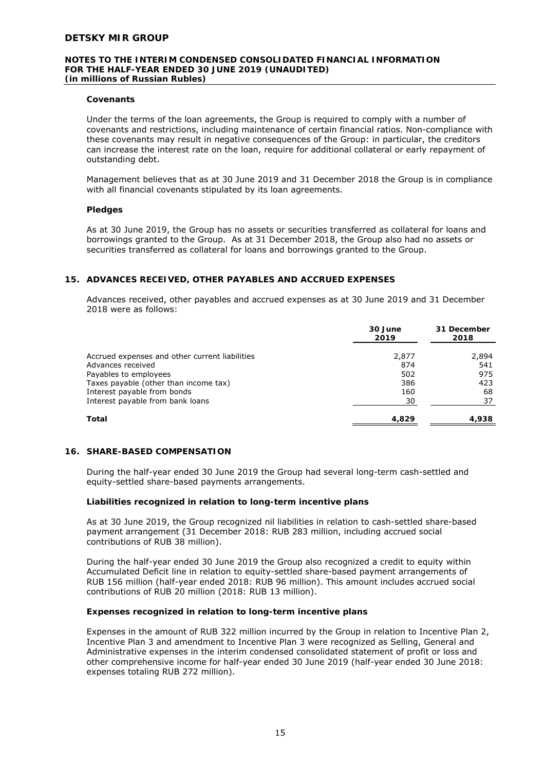### Covenants

Under the terms of the loan agreements, the Group is required to comply with a number of covenants and restrictions, including maintenance of certain financial ratios. Non-compliance with these covenants may result in negative consequences of the Group: in particular, the creditors can increase the interest rate on the loan, require for additional collateral or early repayment of outstanding debt.

Management believes that as at 30 June 2019 and 31 December 2018 the Group is in compliance with all financial covenants stipulated by its loan agreements.

### Pledges

As at 30 June 2019, the Group has no assets or securities transferred as collateral for loans and borrowings granted to the Group. As at 31 December 2018, the Group also had no assets or securities transferred as collateral for loans and borrowings granted to the Group.

## 15. ADVANCES RECEIVED, OTHER PAYABLES AND ACCRUED EXPENSES

Advances received, other payables and accrued expenses as at 30 June 2019 and 31 December 2018 were as follows:

| | 30 June 2019 | 31 December 2018 |
|---|---|---|
| Accrued expenses and other current liabilities | 2,877 | 2,894 |
| Advances received | 874 | 541 |
| Payables to employees | 502 | 975 |
| Taxes payable (other than income tax) | 386 | 423 |
| Interest payable from bonds | 160 | 68 |
| Interest payable from bank loans | 30 | 37 |
| **Total** | **4,829** | **4,938** |

## 16. SHARE-BASED COMPENSATION

During the half-year ended 30 June 2019 the Group had several long-term cash-settled and equity-settled share-based payments arrangements.

### Liabilities recognized in relation to long-term incentive plans

As at 30 June 2019, the Group recognized nil liabilities in relation to cash-settled share-based payment arrangement (31 December 2018: RUB 283 million, including accrued social contributions of RUB 38 million).

During the half-year ended 30 June 2019 the Group also recognized a credit to equity within Accumulated Deficit line in relation to equity-settled share-based payment arrangements of RUB 156 million (half-year ended 2018: RUB 96 million). This amount includes accrued social contributions of RUB 20 million (2018: RUB 13 million).

### Expenses recognized in relation to long-term incentive plans

Expenses in the amount of RUB 322 million incurred by the Group in relation to Incentive Plan 2, Incentive Plan 3 and amendment to Incentive Plan 3 were recognized as Selling, General and Administrative expenses in the interim condensed consolidated statement of profit or loss and other comprehensive income for half-year ended 30 June 2019 (half-year ended 30 June 2018: expenses totaling RUB 272 million).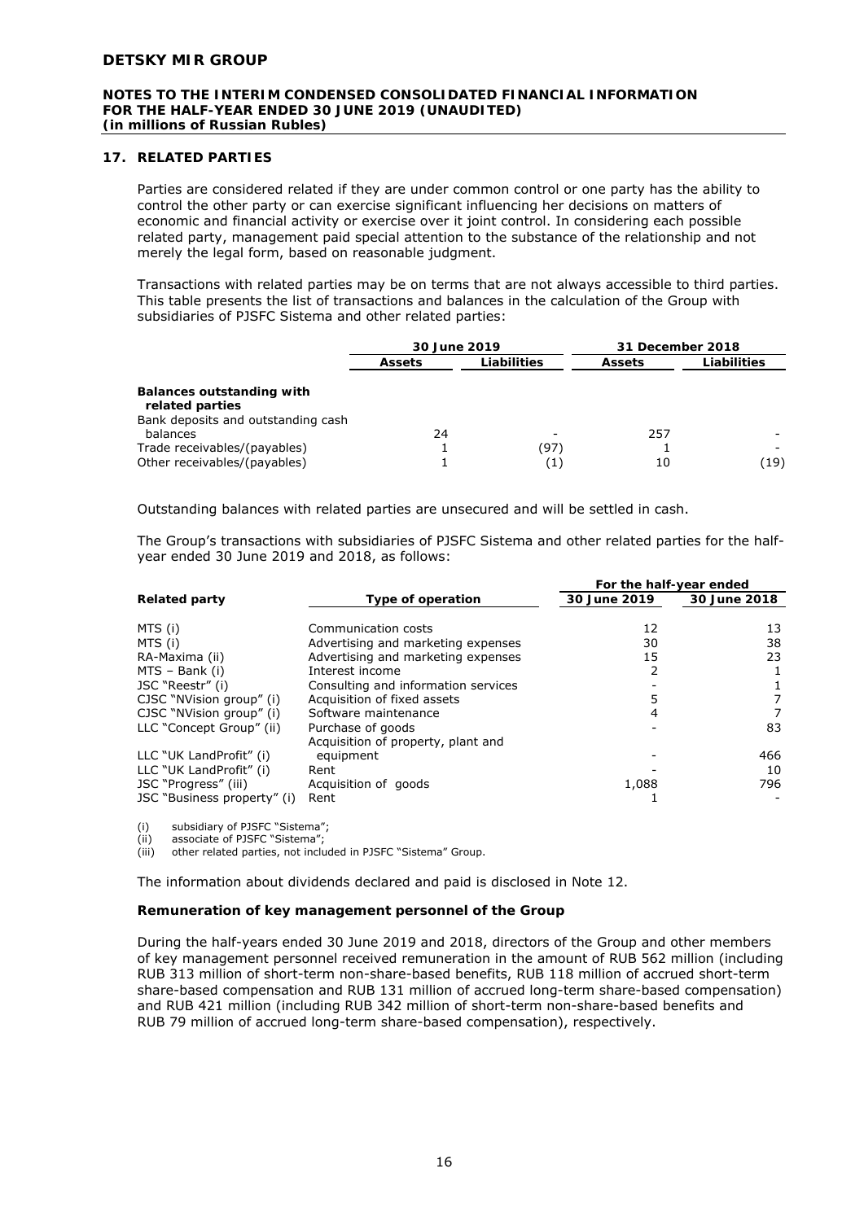## 17. RELATED PARTIES

Parties are considered related if they are under common control or one party has the ability to control the other party or can exercise significant influencing her decisions on matters of economic and financial activity or exercise over it joint control. In considering each possible related party, management paid special attention to the substance of the relationship and not merely the legal form, based on reasonable judgment.

Transactions with related parties may be on terms that are not always accessible to third parties. This table presents the list of transactions and balances in the calculation of the Group with subsidiaries of PJSFC Sistema and other related parties:

| | 30 June 2019 | | 31 December 2018 | |
|---|---|---|---|---|
| | **Assets** | **Liabilities** | **Assets** | **Liabilities** |
| **Balances outstanding with related parties** | | | | |
| Bank deposits and outstanding cash balances | 24 | - | 257 | - |
| Trade receivables/(payables) | 1 | (97) | 1 | - |
| Other receivables/(payables) | 1 | (1) | 10 | (19) |

Outstanding balances with related parties are unsecured and will be settled in cash.

The Group's transactions with subsidiaries of PJSFC Sistema and other related parties for the half-year ended 30 June 2019 and 2018, as follows:

| | | For the half-year ended | |
|---|---|---|---|
| **Related party** | **Type of operation** | **30 June 2019** | **30 June 2018** |
| MTS (i) | Communication costs | 12 | 13 |
| MTS (i) | Advertising and marketing expenses | 30 | 38 |
| RA-Maxima (ii) | Advertising and marketing expenses | 15 | 23 |
| MTS – Bank (i) | Interest income | 2 | 1 |
| JSC "Reestr" (i) | Consulting and information services | - | 1 |
| CJSC "NVision group" (i) | Acquisition of fixed assets | 5 | 7 |
| CJSC "NVision group" (i) | Software maintenance | 4 | 7 |
| LLC "Concept Group" (ii) | Purchase of goods | - | 83 |
| LLC "UK LandProfit" (i) | Acquisition of property, plant and equipment | - | 466 |
| LLC "UK LandProfit" (i) | Rent | - | 10 |
| JSC "Progress" (iii) | Acquisition of goods | 1,088 | 796 |
| JSC "Business property" (i) | Rent | 1 | - |

(i) subsidiary of PJSFC "Sistema";
(ii) associate of PJSFC "Sistema";
(iii) other related parties, not included in PJSFC "Sistema" Group.

The information about dividends declared and paid is disclosed in Note 12.

**Remuneration of key management personnel of the Group**

During the half-years ended 30 June 2019 and 2018, directors of the Group and other members of key management personnel received remuneration in the amount of RUB 562 million (including RUB 313 million of short-term non-share-based benefits, RUB 118 million of accrued short-term share-based compensation and RUB 131 million of accrued long-term share-based compensation) and RUB 421 million (including RUB 342 million of short-term non-share-based benefits and RUB 79 million of accrued long-term share-based compensation), respectively.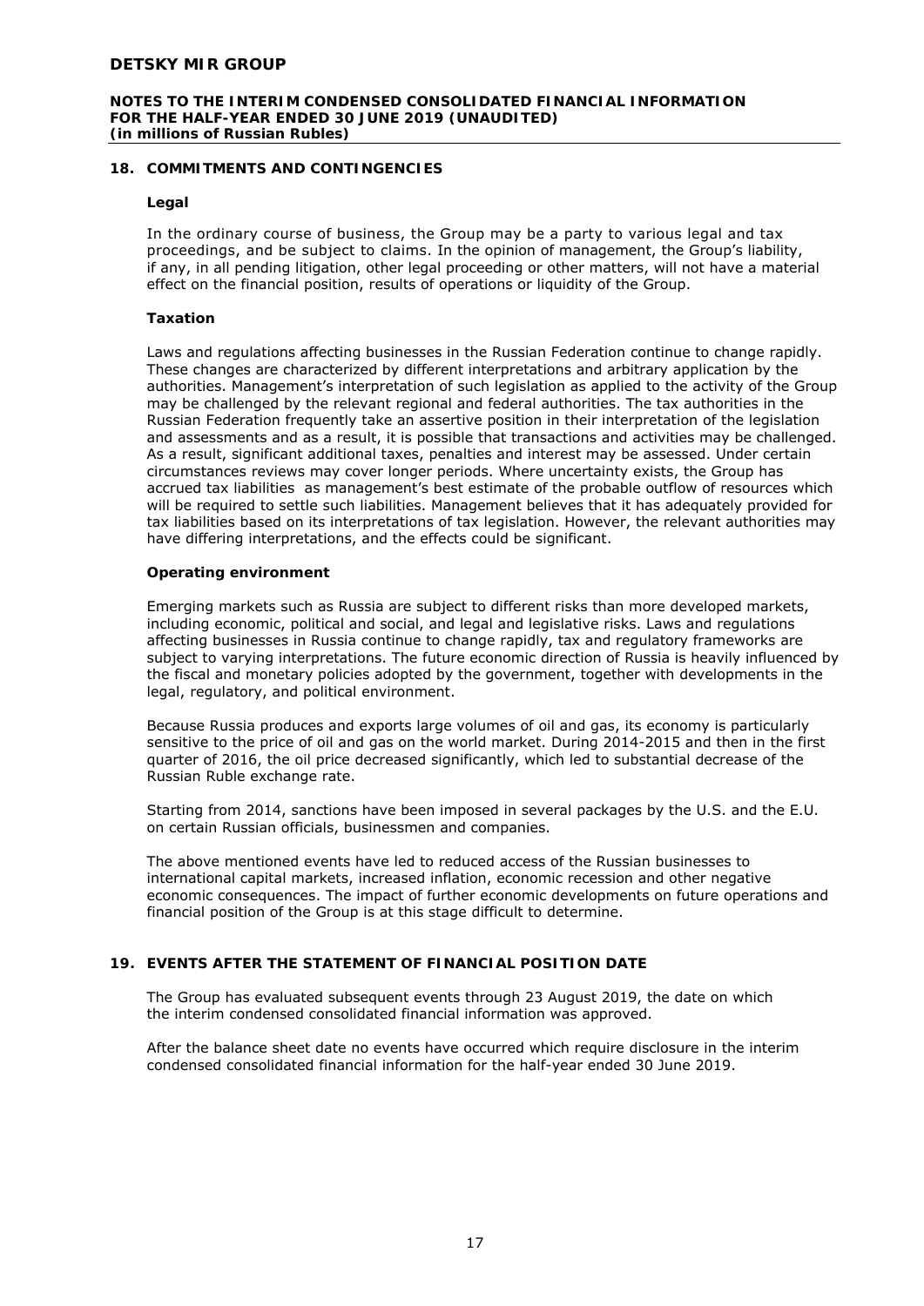## 18. COMMITMENTS AND CONTINGENCIES

### Legal

In the ordinary course of business, the Group may be a party to various legal and tax proceedings, and be subject to claims. In the opinion of management, the Group's liability, if any, in all pending litigation, other legal proceeding or other matters, will not have a material effect on the financial position, results of operations or liquidity of the Group.

### Taxation

Laws and regulations affecting businesses in the Russian Federation continue to change rapidly. These changes are characterized by different interpretations and arbitrary application by the authorities. Management's interpretation of such legislation as applied to the activity of the Group may be challenged by the relevant regional and federal authorities. The tax authorities in the Russian Federation frequently take an assertive position in their interpretation of the legislation and assessments and as a result, it is possible that transactions and activities may be challenged. As a result, significant additional taxes, penalties and interest may be assessed. Under certain circumstances reviews may cover longer periods. Where uncertainty exists, the Group has accrued tax liabilities as management's best estimate of the probable outflow of resources which will be required to settle such liabilities. Management believes that it has adequately provided for tax liabilities based on its interpretations of tax legislation. However, the relevant authorities may have differing interpretations, and the effects could be significant.

### Operating environment

Emerging markets such as Russia are subject to different risks than more developed markets, including economic, political and social, and legal and legislative risks. Laws and regulations affecting businesses in Russia continue to change rapidly, tax and regulatory frameworks are subject to varying interpretations. The future economic direction of Russia is heavily influenced by the fiscal and monetary policies adopted by the government, together with developments in the legal, regulatory, and political environment.

Because Russia produces and exports large volumes of oil and gas, its economy is particularly sensitive to the price of oil and gas on the world market. During 2014-2015 and then in the first quarter of 2016, the oil price decreased significantly, which led to substantial decrease of the Russian Ruble exchange rate.

Starting from 2014, sanctions have been imposed in several packages by the U.S. and the E.U. on certain Russian officials, businessmen and companies.

The above mentioned events have led to reduced access of the Russian businesses to international capital markets, increased inflation, economic recession and other negative economic consequences. The impact of further economic developments on future operations and financial position of the Group is at this stage difficult to determine.

## 19. EVENTS AFTER THE STATEMENT OF FINANCIAL POSITION DATE

The Group has evaluated subsequent events through 23 August 2019, the date on which the interim condensed consolidated financial information was approved.

After the balance sheet date no events have occurred which require disclosure in the interim condensed consolidated financial information for the half-year ended 30 June 2019.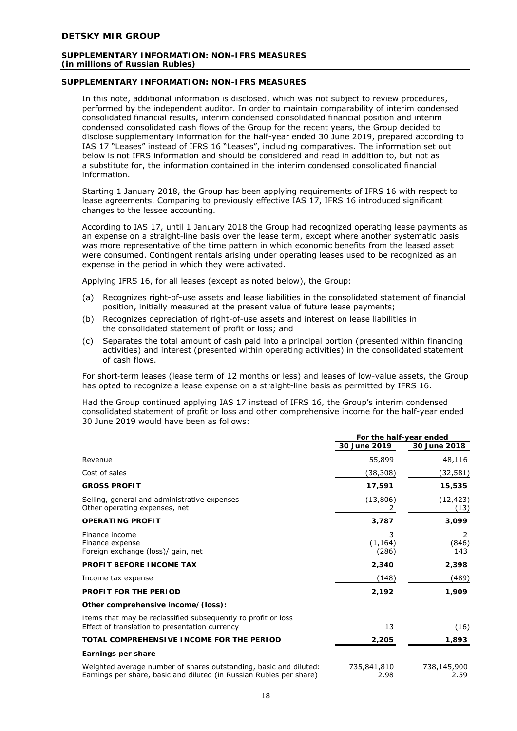## SUPPLEMENTARY INFORMATION: NON-IFRS MEASURES

In this note, additional information is disclosed, which was not subject to review procedures, performed by the independent auditor. In order to maintain comparability of interim condensed consolidated financial results, interim condensed consolidated financial position and interim condensed consolidated cash flows of the Group for the recent years, the Group decided to disclose supplementary information for the half-year ended 30 June 2019, prepared according to IAS 17 "Leases" instead of IFRS 16 "Leases", including comparatives. The information set out below is not IFRS information and should be considered and read in addition to, but not as a substitute for, the information contained in the interim condensed consolidated financial information.

Starting 1 January 2018, the Group has been applying requirements of IFRS 16 with respect to lease agreements. Comparing to previously effective IAS 17, IFRS 16 introduced significant changes to the lessee accounting.

According to IAS 17, until 1 January 2018 the Group had recognized operating lease payments as an expense on a straight-line basis over the lease term, except where another systematic basis was more representative of the time pattern in which economic benefits from the leased asset were consumed. Contingent rentals arising under operating leases used to be recognized as an expense in the period in which they were activated.

Applying IFRS 16, for all leases (except as noted below), the Group:

(a) Recognizes right-of-use assets and lease liabilities in the consolidated statement of financial position, initially measured at the present value of future lease payments;

(b) Recognizes depreciation of right-of-use assets and interest on lease liabilities in the consolidated statement of profit or loss; and

(c) Separates the total amount of cash paid into a principal portion (presented within financing activities) and interest (presented within operating activities) in the consolidated statement of cash flows.

For short-term leases (lease term of 12 months or less) and leases of low-value assets, the Group has opted to recognize a lease expense on a straight-line basis as permitted by IFRS 16.

Had the Group continued applying IAS 17 instead of IFRS 16, the Group's interim condensed consolidated statement of profit or loss and other comprehensive income for the half-year ended 30 June 2019 would have been as follows:

| | For the half-year ended | |
|---|---|---|
| | 30 June 2019 | 30 June 2018 |
| Revenue | 55,899 | 48,116 |
| Cost of sales | (38,308) | (32,581) |
| **GROSS PROFIT** | **17,591** | **15,535** |
| Selling, general and administrative expenses | (13,806) | (12,423) |
| Other operating expenses, net | 2 | (13) |
| **OPERATING PROFIT** | **3,787** | **3,099** |
| Finance income | 3 | 2 |
| Finance expense | (1,164) | (846) |
| Foreign exchange (loss)/ gain, net | (286) | 143 |
| **PROFIT BEFORE INCOME TAX** | **2,340** | **2,398** |
| Income tax expense | (148) | (489) |
| **PROFIT FOR THE PERIOD** | **2,192** | **1,909** |
| ***Other comprehensive income/(loss):*** | | |
| *Items that may be reclassified subsequently to profit or loss* | | |
| Effect of translation to presentation currency | 13 | (16) |
| **TOTAL COMPREHENSIVE INCOME FOR THE PERIOD** | **2,205** | **1,893** |
| **Earnings per share** | | |
| Weighted average number of shares outstanding, basic and diluted: | 735,841,810 | 738,145,900 |
| Earnings per share, basic and diluted (in Russian Rubles per share) | 2.98 | 2.59 |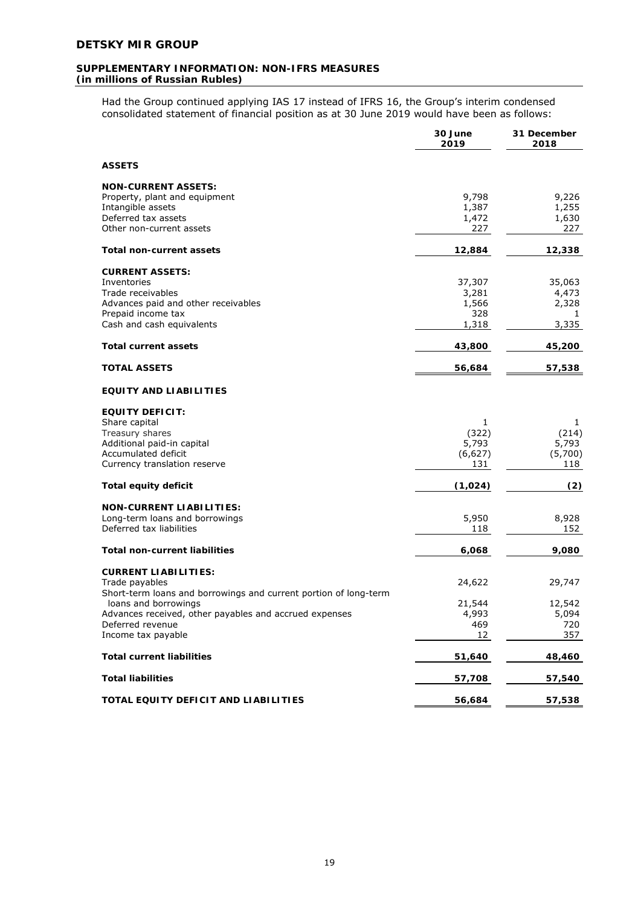# DETSKY MIR GROUP

## SUPPLEMENTARY INFORMATION: NON-IFRS MEASURES
***(in millions of Russian Rubles)***

Had the Group continued applying IAS 17 instead of IFRS 16, the Group's interim condensed consolidated statement of financial position as at 30 June 2019 would have been as follows:

| | 30 June 2019 | 31 December 2018 |
|---|---|---|
| **ASSETS** | | |
| **NON-CURRENT ASSETS:** | | |
| Property, plant and equipment | 9,798 | 9,226 |
| Intangible assets | 1,387 | 1,255 |
| Deferred tax assets | 1,472 | 1,630 |
| Other non-current assets | 227 | 227 |
| **Total non-current assets** | **12,884** | **12,338** |
| **CURRENT ASSETS:** | | |
| Inventories | 37,307 | 35,063 |
| Trade receivables | 3,281 | 4,473 |
| Advances paid and other receivables | 1,566 | 2,328 |
| Prepaid income tax | 328 | 1 |
| Cash and cash equivalents | 1,318 | 3,335 |
| **Total current assets** | **43,800** | **45,200** |
| **TOTAL ASSETS** | **56,684** | **57,538** |
| **EQUITY AND LIABILITIES** | | |
| **EQUITY DEFICIT:** | | |
| Share capital | 1 | 1 |
| Treasury shares | (322) | (214) |
| Additional paid-in capital | 5,793 | 5,793 |
| Accumulated deficit | (6,627) | (5,700) |
| Currency translation reserve | 131 | 118 |
| **Total equity deficit** | **(1,024)** | **(2)** |
| **NON-CURRENT LIABILITIES:** | | |
| Long-term loans and borrowings | 5,950 | 8,928 |
| Deferred tax liabilities | 118 | 152 |
| **Total non-current liabilities** | **6,068** | **9,080** |
| **CURRENT LIABILITIES:** | | |
| Trade payables | 24,622 | 29,747 |
| Short-term loans and borrowings and current portion of long-term loans and borrowings | 21,544 | 12,542 |
| Advances received, other payables and accrued expenses | 4,993 | 5,094 |
| Deferred revenue | 469 | 720 |
| Income tax payable | 12 | 357 |
| **Total current liabilities** | **51,640** | **48,460** |
| **Total liabilities** | **57,708** | **57,540** |
| **TOTAL EQUITY DEFICIT AND LIABILITIES** | **56,684** | **57,538** |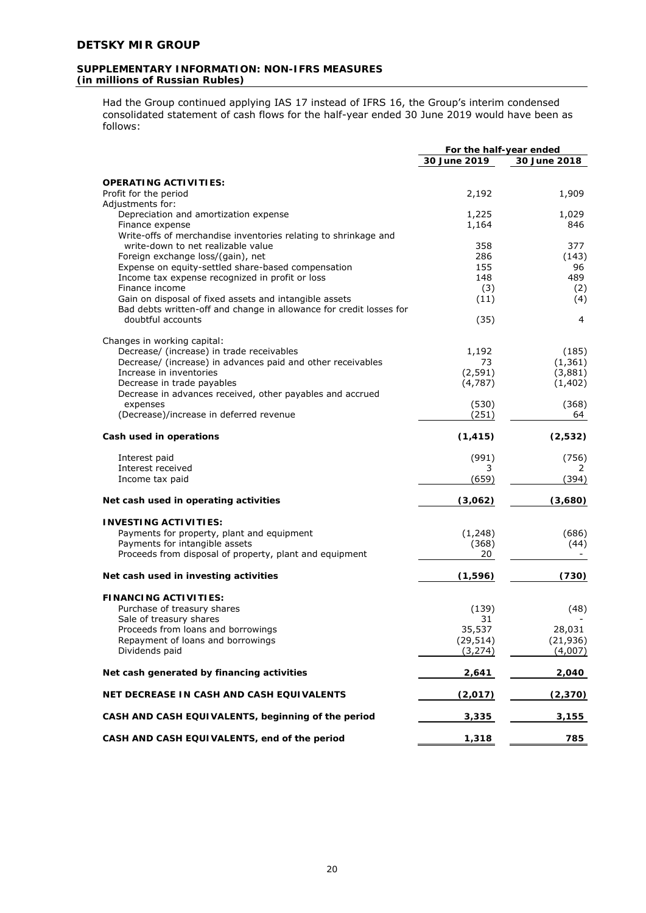## DETSKY MIR GROUP

### SUPPLEMENTARY INFORMATION: NON-IFRS MEASURES
***(in millions of Russian Rubles)***

Had the Group continued applying IAS 17 instead of IFRS 16, the Group's interim condensed consolidated statement of cash flows for the half-year ended 30 June 2019 would have been as follows:

| | For the half-year ended | |
|---|---|---|
| | 30 June 2019 | 30 June 2018 |
| **OPERATING ACTIVITIES:** | | |
| Profit for the period | 2,192 | 1,909 |
| Adjustments for: | | |
| Depreciation and amortization expense | 1,225 | 1,029 |
| Finance expense | 1,164 | 846 |
| Write-offs of merchandise inventories relating to shrinkage and write-down to net realizable value | 358 | 377 |
| Foreign exchange loss/(gain), net | 286 | (143) |
| Expense on equity-settled share-based compensation | 155 | 96 |
| Income tax expense recognized in profit or loss | 148 | 489 |
| Finance income | (3) | (2) |
| Gain on disposal of fixed assets and intangible assets | (11) | (4) |
| Bad debts written-off and change in allowance for credit losses for doubtful accounts | (35) | 4 |
| Changes in working capital: | | |
| Decrease/ (increase) in trade receivables | 1,192 | (185) |
| Decrease/ (increase) in advances paid and other receivables | 73 | (1,361) |
| Increase in inventories | (2,591) | (3,881) |
| Decrease in trade payables | (4,787) | (1,402) |
| Decrease in advances received, other payables and accrued expenses | (530) | (368) |
| (Decrease)/increase in deferred revenue | (251) | 64 |
| **Cash used in operations** | **(1,415)** | **(2,532)** |
| Interest paid | (991) | (756) |
| Interest received | 3 | 2 |
| Income tax paid | (659) | (394) |
| **Net cash used in operating activities** | **(3,062)** | **(3,680)** |
| **INVESTING ACTIVITIES:** | | |
| Payments for property, plant and equipment | (1,248) | (686) |
| Payments for intangible assets | (368) | (44) |
| Proceeds from disposal of property, plant and equipment | 20 | - |
| **Net cash used in investing activities** | **(1,596)** | **(730)** |
| **FINANCING ACTIVITIES:** | | |
| Purchase of treasury shares | (139) | (48) |
| Sale of treasury shares | 31 | - |
| Proceeds from loans and borrowings | 35,537 | 28,031 |
| Repayment of loans and borrowings | (29,514) | (21,936) |
| Dividends paid | (3,274) | (4,007) |
| **Net cash generated by financing activities** | **2,641** | **2,040** |
| **NET DECREASE IN CASH AND CASH EQUIVALENTS** | **(2,017)** | **(2,370)** |
| **CASH AND CASH EQUIVALENTS, beginning of the period** | **3,335** | **3,155** |
| **CASH AND CASH EQUIVALENTS, end of the period** | **1,318** | **785** |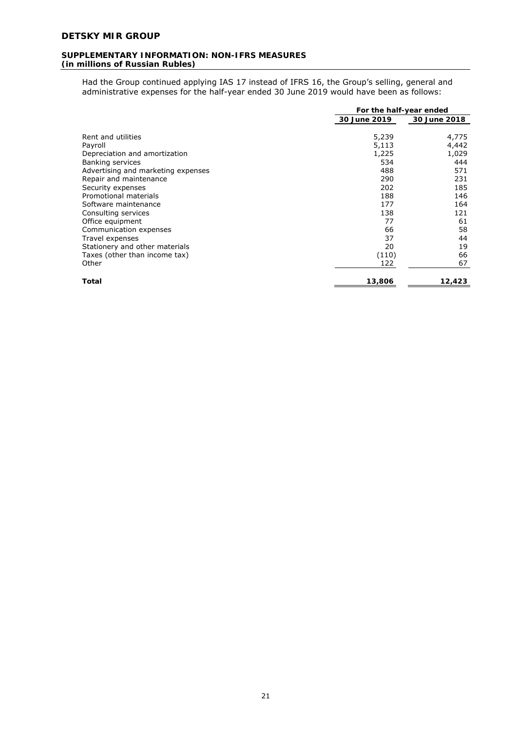## DETSKY MIR GROUP

### SUPPLEMENTARY INFORMATION: NON-IFRS MEASURES
***(in millions of Russian Rubles)***

Had the Group continued applying IAS 17 instead of IFRS 16, the Group's selling, general and administrative expenses for the half-year ended 30 June 2019 would have been as follows:

| | For the half-year ended | |
|---|---|---|
| | **30 June 2019** | **30 June 2018** |
| Rent and utilities | 5,239 | 4,775 |
| Payroll | 5,113 | 4,442 |
| Depreciation and amortization | 1,225 | 1,029 |
| Banking services | 534 | 444 |
| Advertising and marketing expenses | 488 | 571 |
| Repair and maintenance | 290 | 231 |
| Security expenses | 202 | 185 |
| Promotional materials | 188 | 146 |
| Software maintenance | 177 | 164 |
| Consulting services | 138 | 121 |
| Office equipment | 77 | 61 |
| Communication expenses | 66 | 58 |
| Travel expenses | 37 | 44 |
| Stationery and other materials | 20 | 19 |
| Taxes (other than income tax) | (110) | 66 |
| Other | 122 | 67 |
| **Total** | **13,806** | **12,423** |